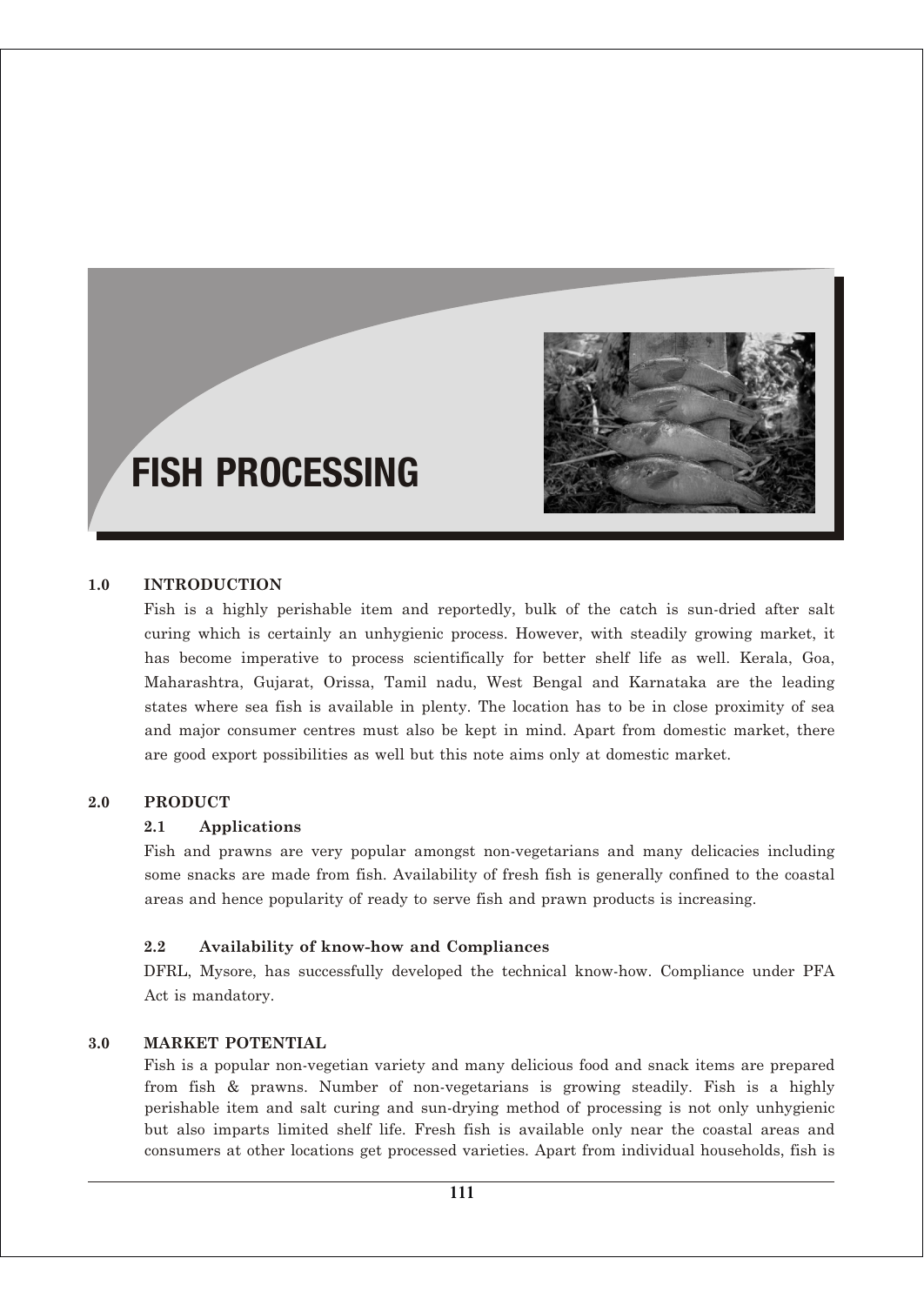# FISH PROCESSING

## 1.0 INTRODUCTION

Fish is a highly perishable item and reportedly, bulk of the catch is sun-dried after salt curing which is certainly an unhygienic process. However, with steadily growing market, it has become imperative to process scientifically for better shelf life as well. Kerala, Goa, Maharashtra, Gujarat, Orissa, Tamil nadu, West Bengal and Karnataka are the leading states where sea fish is available in plenty. The location has to be in close proximity of sea and major consumer centres must also be kept in mind. Apart from domestic market, there are good export possibilities as well but this note aims only at domestic market.

## 2.0 PRODUCT

### 2.1 Applications

Fish and prawns are very popular amongst non-vegetarians and many delicacies including some snacks are made from fish. Availability of fresh fish is generally confined to the coastal areas and hence popularity of ready to serve fish and prawn products is increasing.

### 2.2 Availability of know-how and Compliances

DFRL, Mysore, has successfully developed the technical know-how. Compliance under PFA Act is mandatory.

## 3.0 MARKET POTENTIAL

Fish is a popular non-vegetian variety and many delicious food and snack items are prepared from fish & prawns. Number of non-vegetarians is growing steadily. Fish is a highly perishable item and salt curing and sun-drying method of processing is not only unhygienic but also imparts limited shelf life. Fresh fish is available only near the coastal areas and consumers at other locations get processed varieties. Apart from individual households, fish is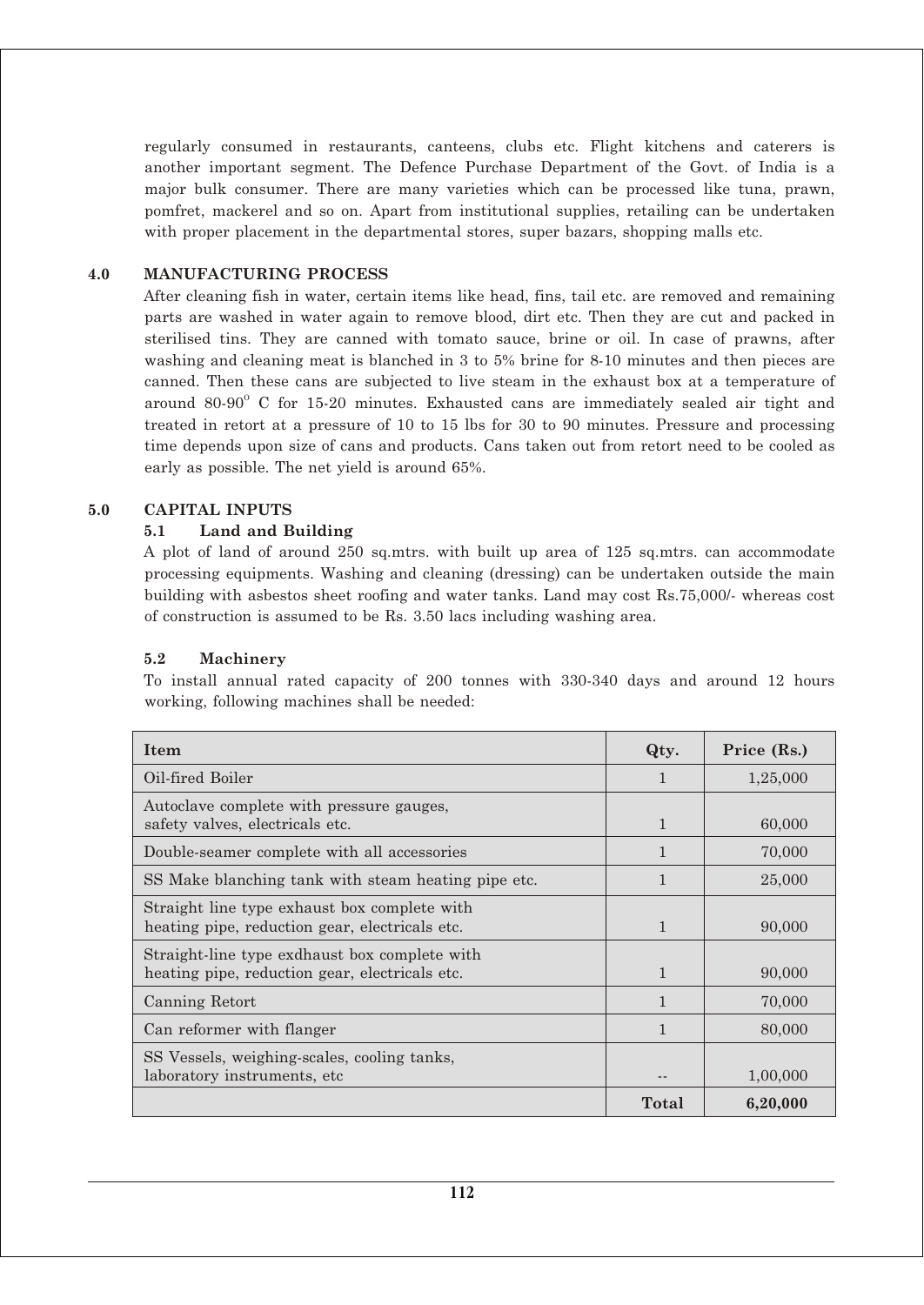regularly consumed in restaurants, canteens, clubs etc. Flight kitchens and caterers is another important segment. The Defence Purchase Department of the Govt. of India is a major bulk consumer. There are many varieties which can be processed like tuna, prawn, pomfret, mackerel and so on. Apart from institutional supplies, retailing can be undertaken with proper placement in the departmental stores, super bazars, shopping malls etc.

## 4.0 MANUFACTURING PROCESS

After cleaning fish in water, certain items like head, fins, tail etc. are removed and remaining parts are washed in water again to remove blood, dirt etc. Then they are cut and packed in sterilised tins. They are canned with tomato sauce, brine or oil. In case of prawns, after washing and cleaning meat is blanched in 3 to 5% brine for 8-10 minutes and then pieces are canned. Then these cans are subjected to live steam in the exhaust box at a temperature of around 80-90° C for 15-20 minutes. Exhausted cans are immediately sealed air tight and treated in retort at a pressure of 10 to 15 lbs for 30 to 90 minutes. Pressure and processing time depends upon size of cans and products. Cans taken out from retort need to be cooled as early as possible. The net yield is around 65%.

## 5.0 CAPITAL INPUTS

### 5.1 Land and Building

A plot of land of around 250 sq.mtrs. with built up area of 125 sq.mtrs. can accommodate processing equipments. Washing and cleaning (dressing) can be undertaken outside the main building with asbestos sheet roofing and water tanks. Land may cost Rs.75,000/- whereas cost of construction is assumed to be Rs. 3.50 lacs including washing area.

### 5.2 Machinery

To install annual rated capacity of 200 tonnes with 330-340 days and around 12 hours working, following machines shall be needed:

| Item | Qty. | Price (Rs.) |
|---|---|---|
| Oil-fired Boiler | 1 | 1,25,000 |
| Autoclave complete with pressure gauges, safety valves, electricals etc. | 1 | 60,000 |
| Double-seamer complete with all accessories | 1 | 70,000 |
| SS Make blanching tank with steam heating pipe etc. | 1 | 25,000 |
| Straight line type exhaust box complete with heating pipe, reduction gear, electricals etc. | 1 | 90,000 |
| Straight-line type exdhaust box complete with heating pipe, reduction gear, electricals etc. | 1 | 90,000 |
| Canning Retort | 1 | 70,000 |
| Can reformer with flanger | 1 | 80,000 |
| SS Vessels, weighing-scales, cooling tanks, laboratory instruments, etc | -- | 1,00,000 |
| | **Total** | **6,20,000** |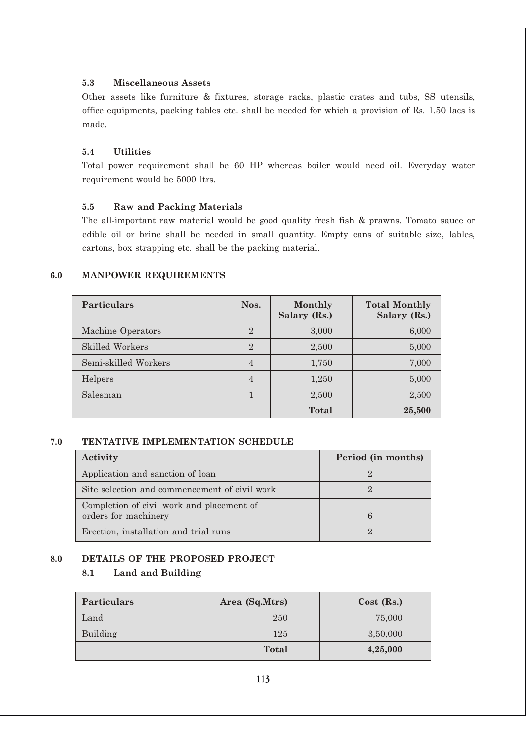### 5.3 Miscellaneous Assets

Other assets like furniture & fixtures, storage racks, plastic crates and tubs, SS utensils, office equipments, packing tables etc. shall be needed for which a provision of Rs. 1.50 lacs is made.

### 5.4 Utilities

Total power requirement shall be 60 HP whereas boiler would need oil. Everyday water requirement would be 5000 ltrs.

### 5.5 Raw and Packing Materials

The all-important raw material would be good quality fresh fish & prawns. Tomato sauce or edible oil or brine shall be needed in small quantity. Empty cans of suitable size, lables, cartons, box strapping etc. shall be the packing material.

## 6.0 MANPOWER REQUIREMENTS

| Particulars | Nos. | Monthly Salary (Rs.) | Total Monthly Salary (Rs.) |
|---|---|---|---|
| Machine Operators | 2 | 3,000 | 6,000 |
| Skilled Workers | 2 | 2,500 | 5,000 |
| Semi-skilled Workers | 4 | 1,750 | 7,000 |
| Helpers | 4 | 1,250 | 5,000 |
| Salesman | 1 | 2,500 | 2,500 |
| | | **Total** | **25,500** |

## 7.0 TENTATIVE IMPLEMENTATION SCHEDULE

| Activity | Period (in months) |
|---|---|
| Application and sanction of loan | 2 |
| Site selection and commencement of civil work | 2 |
| Completion of civil work and placement of orders for machinery | 6 |
| Erection, installation and trial runs | 2 |

## 8.0 DETAILS OF THE PROPOSED PROJECT

### 8.1 Land and Building

| Particulars | Area (Sq.Mtrs) | Cost (Rs.) |
|---|---|---|
| Land | 250 | 75,000 |
| Building | 125 | 3,50,000 |
| | **Total** | **4,25,000** |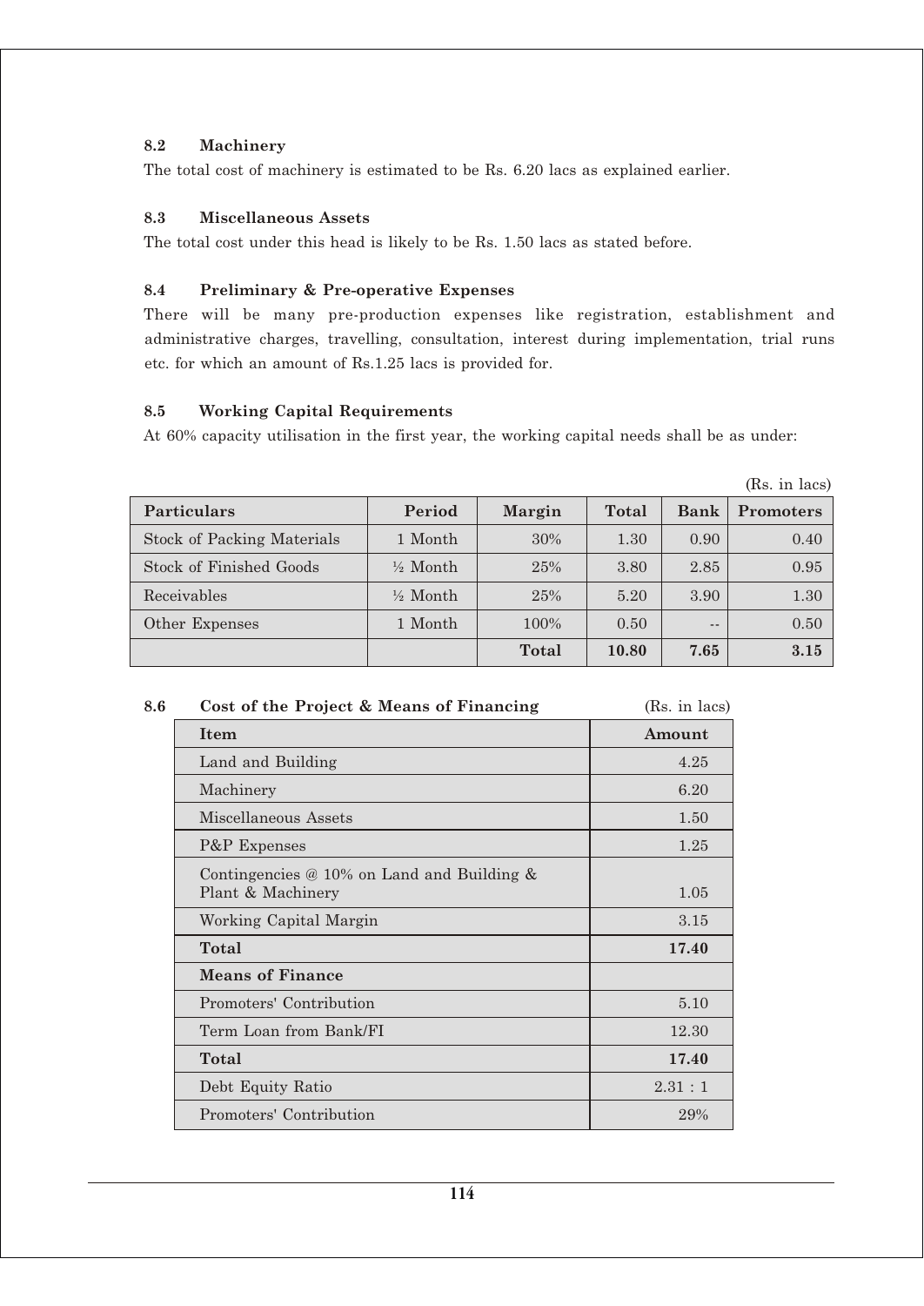### 8.2 Machinery

The total cost of machinery is estimated to be Rs. 6.20 lacs as explained earlier.

### 8.3 Miscellaneous Assets

The total cost under this head is likely to be Rs. 1.50 lacs as stated before.

### 8.4 Preliminary & Pre-operative Expenses

There will be many pre-production expenses like registration, establishment and administrative charges, travelling, consultation, interest during implementation, trial runs etc. for which an amount of Rs.1.25 lacs is provided for.

### 8.5 Working Capital Requirements

At 60% capacity utilisation in the first year, the working capital needs shall be as under:

(Rs. in lacs)

| Particulars | Period | Margin | Total | Bank | Promoters |
|---|---|---|---|---|---|
| Stock of Packing Materials | 1 Month | 30% | 1.30 | 0.90 | 0.40 |
| Stock of Finished Goods | ½ Month | 25% | 3.80 | 2.85 | 0.95 |
| Receivables | ½ Month | 25% | 5.20 | 3.90 | 1.30 |
| Other Expenses | 1 Month | 100% | 0.50 | -- | 0.50 |
| | | **Total** | **10.80** | **7.65** | **3.15** |

### 8.6 Cost of the Project & Means of Financing

(Rs. in lacs)

| Item | Amount |
|---|---|
| Land and Building | 4.25 |
| Machinery | 6.20 |
| Miscellaneous Assets | 1.50 |
| P&P Expenses | 1.25 |
| Contingencies @ 10% on Land and Building & Plant & Machinery | 1.05 |
| Working Capital Margin | 3.15 |
| **Total** | **17.40** |
| **Means of Finance** | |
| Promoters' Contribution | 5.10 |
| Term Loan from Bank/FI | 12.30 |
| **Total** | **17.40** |
| Debt Equity Ratio | 2.31 : 1 |
| Promoters' Contribution | 29% |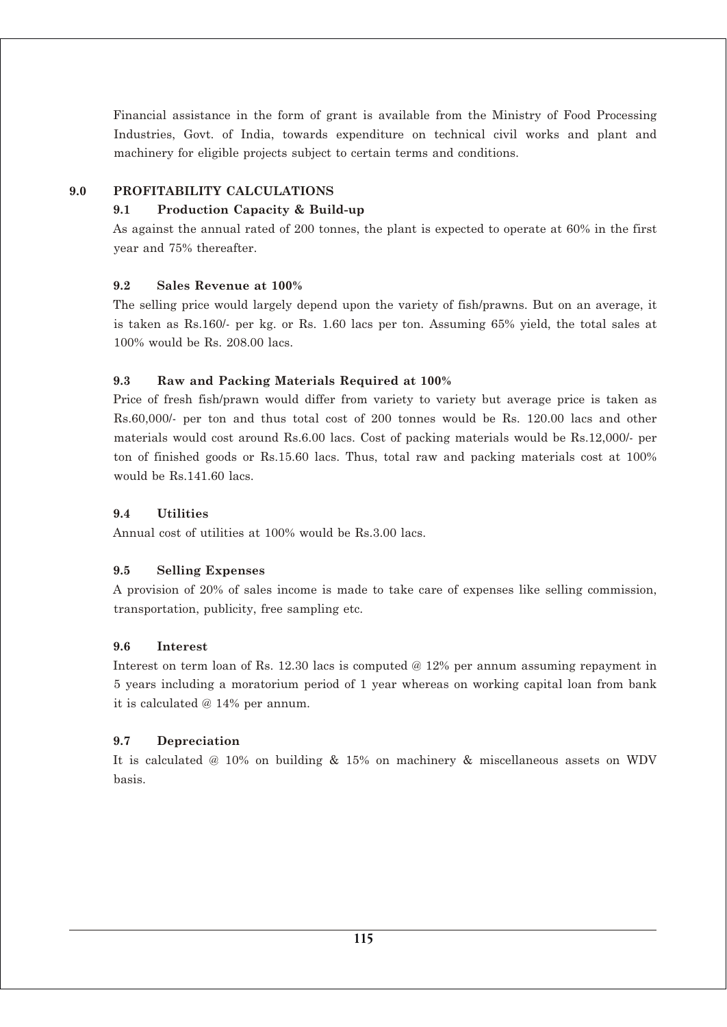Financial assistance in the form of grant is available from the Ministry of Food Processing Industries, Govt. of India, towards expenditure on technical civil works and plant and machinery for eligible projects subject to certain terms and conditions.

## 9.0 PROFITABILITY CALCULATIONS

### 9.1 Production Capacity & Build-up

As against the annual rated of 200 tonnes, the plant is expected to operate at 60% in the first year and 75% thereafter.

### 9.2 Sales Revenue at 100%

The selling price would largely depend upon the variety of fish/prawns. But on an average, it is taken as Rs.160/- per kg. or Rs. 1.60 lacs per ton. Assuming 65% yield, the total sales at 100% would be Rs. 208.00 lacs.

### 9.3 Raw and Packing Materials Required at 100%

Price of fresh fish/prawn would differ from variety to variety but average price is taken as Rs.60,000/- per ton and thus total cost of 200 tonnes would be Rs. 120.00 lacs and other materials would cost around Rs.6.00 lacs. Cost of packing materials would be Rs.12,000/- per ton of finished goods or Rs.15.60 lacs. Thus, total raw and packing materials cost at 100% would be Rs.141.60 lacs.

### 9.4 Utilities

Annual cost of utilities at 100% would be Rs.3.00 lacs.

### 9.5 Selling Expenses

A provision of 20% of sales income is made to take care of expenses like selling commission, transportation, publicity, free sampling etc.

### 9.6 Interest

Interest on term loan of Rs. 12.30 lacs is computed @ 12% per annum assuming repayment in 5 years including a moratorium period of 1 year whereas on working capital loan from bank it is calculated @ 14% per annum.

### 9.7 Depreciation

It is calculated @ 10% on building & 15% on machinery & miscellaneous assets on WDV basis.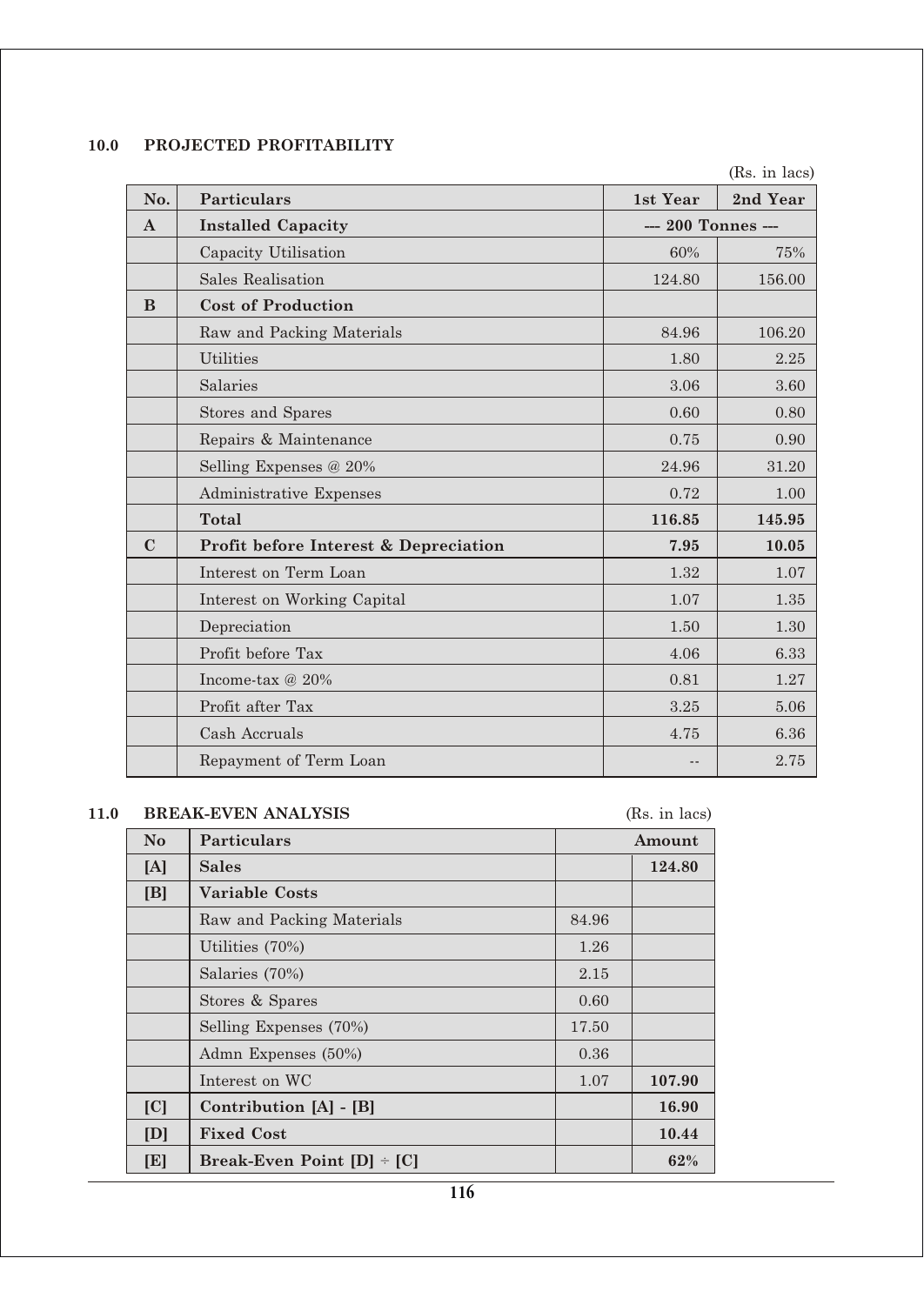## 10.0 PROJECTED PROFITABILITY

(Rs. in lacs)

| No. | Particulars | 1st Year | 2nd Year |
|---|---|---|---|
| **A** | **Installed Capacity** | --- 200 Tonnes --- | |
| | Capacity Utilisation | 60% | 75% |
| | Sales Realisation | 124.80 | 156.00 |
| **B** | **Cost of Production** | | |
| | Raw and Packing Materials | 84.96 | 106.20 |
| | Utilities | 1.80 | 2.25 |
| | Salaries | 3.06 | 3.60 |
| | Stores and Spares | 0.60 | 0.80 |
| | Repairs & Maintenance | 0.75 | 0.90 |
| | Selling Expenses @ 20% | 24.96 | 31.20 |
| | Administrative Expenses | 0.72 | 1.00 |
| | **Total** | **116.85** | **145.95** |
| **C** | **Profit before Interest & Depreciation** | **7.95** | **10.05** |
| | Interest on Term Loan | 1.32 | 1.07 |
| | Interest on Working Capital | 1.07 | 1.35 |
| | Depreciation | 1.50 | 1.30 |
| | Profit before Tax | 4.06 | 6.33 |
| | Income-tax @ 20% | 0.81 | 1.27 |
| | Profit after Tax | 3.25 | 5.06 |
| | Cash Accruals | 4.75 | 6.36 |
| | Repayment of Term Loan | -- | 2.75 |

## 11.0 BREAK-EVEN ANALYSIS

(Rs. in lacs)

| No | Particulars | Amount | |
|---|---|---|---|
| **[A]** | **Sales** | | **124.80** |
| **[B]** | **Variable Costs** | | |
| | Raw and Packing Materials | 84.96 | |
| | Utilities (70%) | 1.26 | |
| | Salaries (70%) | 2.15 | |
| | Stores & Spares | 0.60 | |
| | Selling Expenses (70%) | 17.50 | |
| | Admn Expenses (50%) | 0.36 | |
| | Interest on WC | 1.07 | **107.90** |
| **[C]** | **Contribution [A] - [B]** | | **16.90** |
| **[D]** | **Fixed Cost** | | **10.44** |
| **[E]** | **Break-Even Point [D] ÷ [C]** | | **62%** |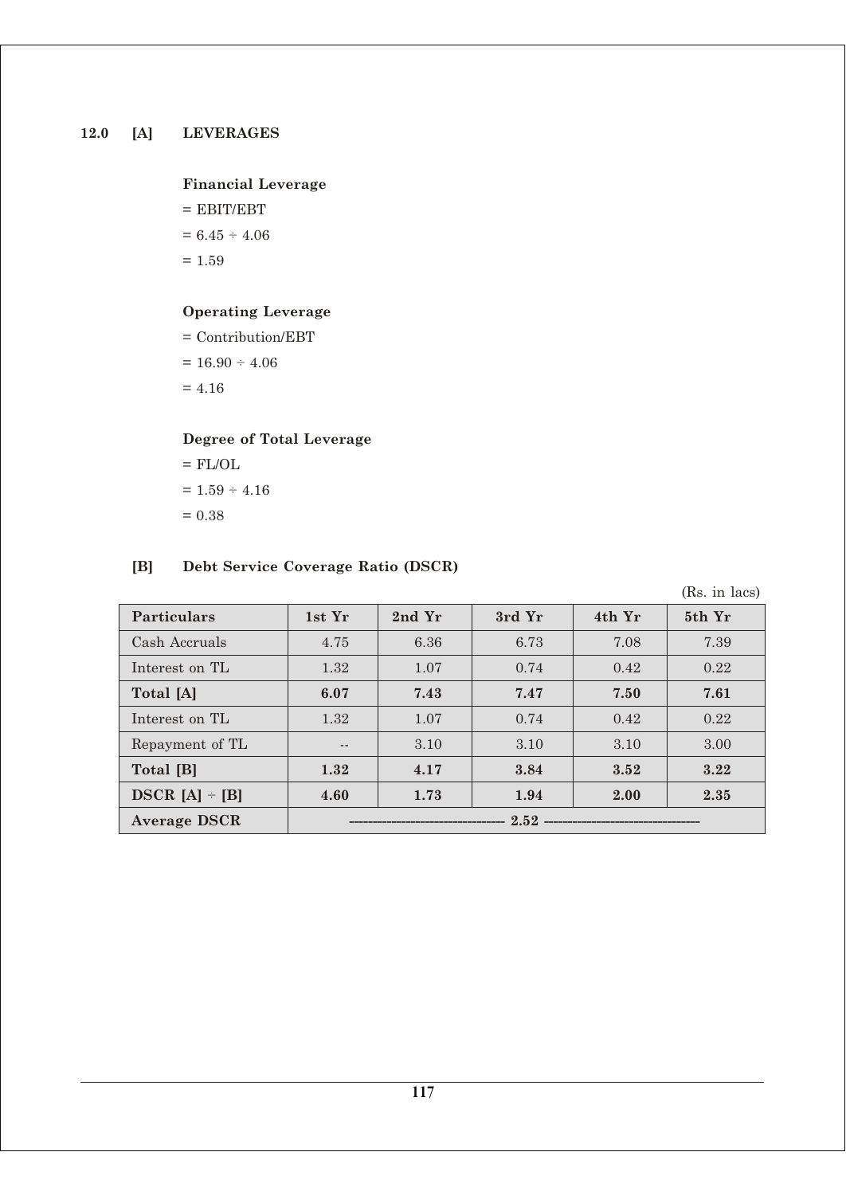## 12.0 [A] LEVERAGES

**Financial Leverage**

= EBIT/EBT

= 6.45 ÷ 4.06

= 1.59

**Operating Leverage**

= Contribution/EBT

= 16.90 ÷ 4.06

= 4.16

**Degree of Total Leverage**

= FL/OL

= 1.59 ÷ 4.16

= 0.38

## [B] Debt Service Coverage Ratio (DSCR)

(Rs. in lacs)

| Particulars | 1st Yr | 2nd Yr | 3rd Yr | 4th Yr | 5th Yr |
|---|---|---|---|---|---|
| Cash Accruals | 4.75 | 6.36 | 6.73 | 7.08 | 7.39 |
| Interest on TL | 1.32 | 1.07 | 0.74 | 0.42 | 0.22 |
| **Total [A]** | **6.07** | **7.43** | **7.47** | **7.50** | **7.61** |
| Interest on TL | 1.32 | 1.07 | 0.74 | 0.42 | 0.22 |
| Repayment of TL | -- | 3.10 | 3.10 | 3.10 | 3.00 |
| **Total [B]** | **1.32** | **4.17** | **3.84** | **3.52** | **3.22** |
| **DSCR [A] ÷ [B]** | **4.60** | **1.73** | **1.94** | **2.00** | **2.35** |
| **Average DSCR** | **2.52** | | | | |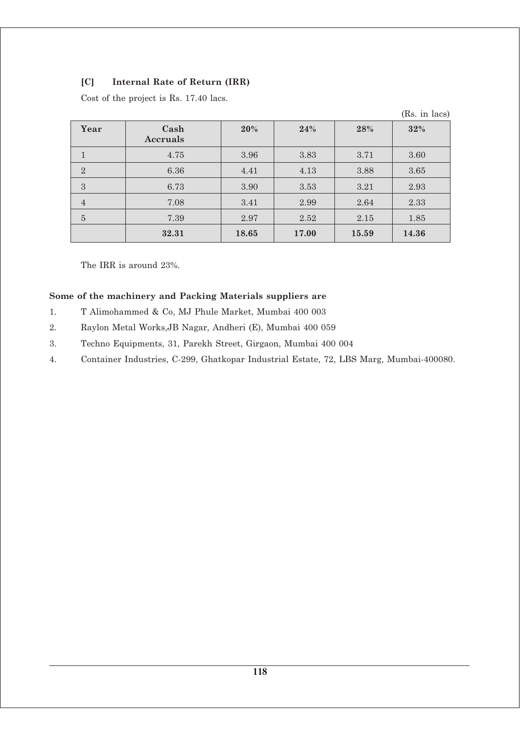### [C] Internal Rate of Return (IRR)

Cost of the project is Rs. 17.40 lacs.

(Rs. in lacs)

| Year | Cash Accruals | 20% | 24% | 28% | 32% |
|---|---|---|---|---|---|
| 1 | 4.75 | 3.96 | 3.83 | 3.71 | 3.60 |
| 2 | 6.36 | 4.41 | 4.13 | 3.88 | 3.65 |
| 3 | 6.73 | 3.90 | 3.53 | 3.21 | 2.93 |
| 4 | 7.08 | 3.41 | 2.99 | 2.64 | 2.33 |
| 5 | 7.39 | 2.97 | 2.52 | 2.15 | 1.85 |
| | **32.31** | **18.65** | **17.00** | **15.59** | **14.36** |

The IRR is around 23%.

**Some of the machinery and Packing Materials suppliers are**

1. T Alimohammed & Co, MJ Phule Market, Mumbai 400 003
2. Raylon Metal Works,JB Nagar, Andheri (E), Mumbai 400 059
3. Techno Equipments, 31, Parekh Street, Girgaon, Mumbai 400 004
4. Container Industries, C-299, Ghatkopar Industrial Estate, 72, LBS Marg, Mumbai-400080.